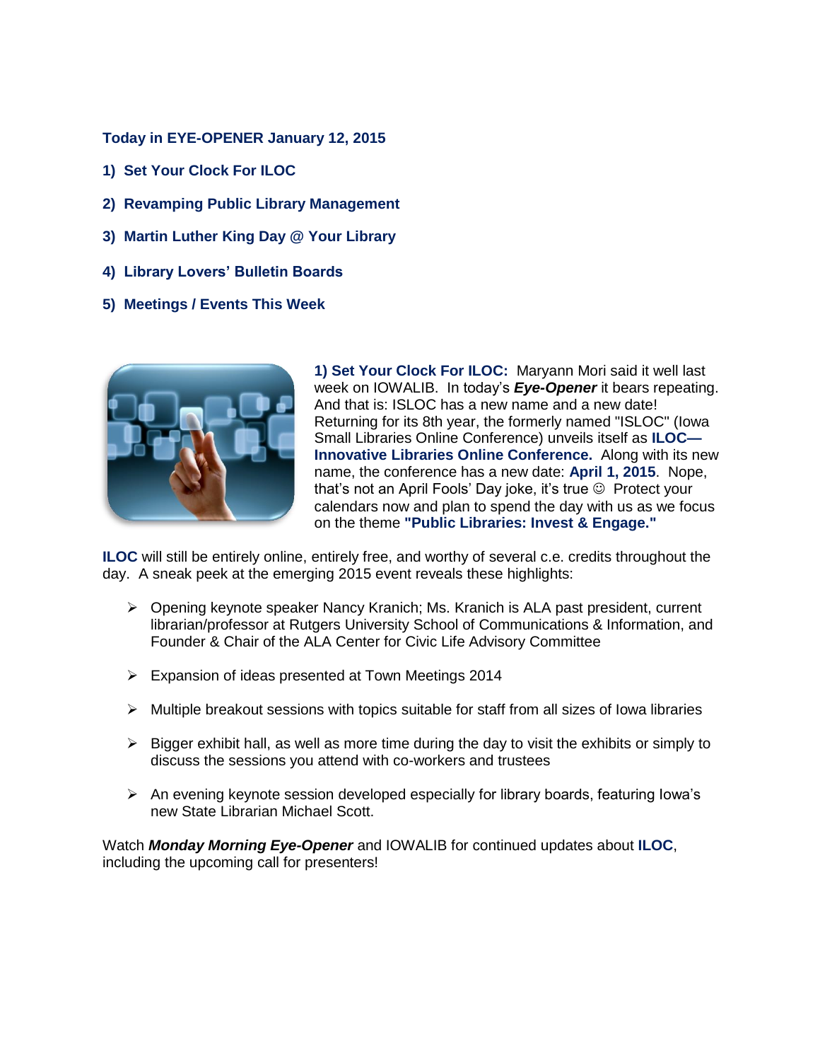**Today in EYE-OPENER January 12, 2015**

**1) Set Your Clock For ILOC**

**2) Revamping Public Library Management**

**3) Martin Luther King Day @ Your Library**

**4) Library Lovers' Bulletin Boards**

**5) Meetings / Events This Week**

**1) Set Your Clock For ILOC:** Maryann Mori said it well last week on IOWALIB. In today's ***Eye-Opener*** it bears repeating. And that is: ISLOC has a new name and a new date! Returning for its 8th year, the formerly named "ISLOC" (Iowa Small Libraries Online Conference) unveils itself as **ILOC—Innovative Libraries Online Conference.** Along with its new name, the conference has a new date: **April 1, 2015**. Nope, that's not an April Fools' Day joke, it's true ☺ Protect your calendars now and plan to spend the day with us as we focus on the theme **"Public Libraries: Invest & Engage."**

**ILOC** will still be entirely online, entirely free, and worthy of several c.e. credits throughout the day. A sneak peek at the emerging 2015 event reveals these highlights:

- Opening keynote speaker Nancy Kranich; Ms. Kranich is ALA past president, current librarian/professor at Rutgers University School of Communications & Information, and Founder & Chair of the ALA Center for Civic Life Advisory Committee
- Expansion of ideas presented at Town Meetings 2014
- Multiple breakout sessions with topics suitable for staff from all sizes of Iowa libraries
- Bigger exhibit hall, as well as more time during the day to visit the exhibits or simply to discuss the sessions you attend with co-workers and trustees
- An evening keynote session developed especially for library boards, featuring Iowa's new State Librarian Michael Scott.

Watch ***Monday Morning Eye-Opener*** and IOWALIB for continued updates about **ILOC**, including the upcoming call for presenters!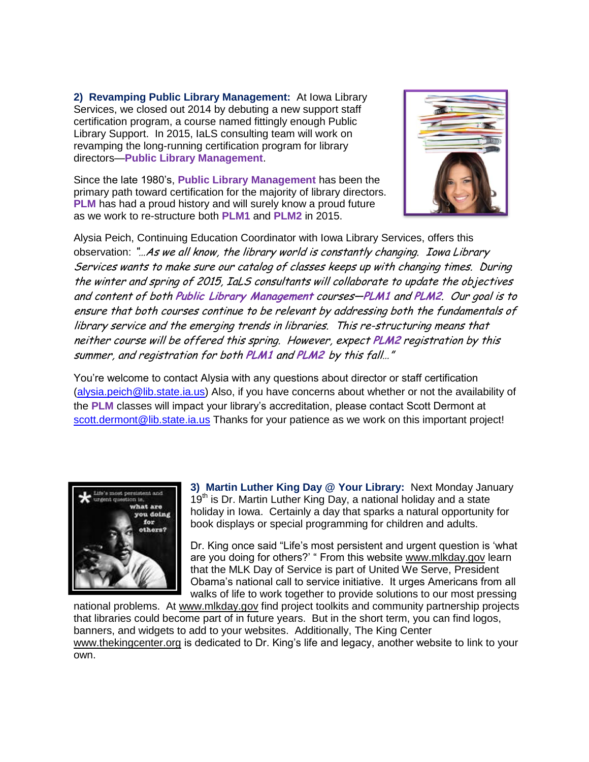**2) Revamping Public Library Management:** At Iowa Library Services, we closed out 2014 by debuting a new support staff certification program, a course named fittingly enough Public Library Support. In 2015, IaLS consulting team will work on revamping the long-running certification program for library directors—**Public Library Management**.

Since the late 1980's, **Public Library Management** has been the primary path toward certification for the majority of library directors. **PLM** has had a proud history and will surely know a proud future as we work to re-structure both **PLM1** and **PLM2** in 2015.

Alysia Peich, Continuing Education Coordinator with Iowa Library Services, offers this observation: *"…As we all know, the library world is constantly changing. Iowa Library Services wants to make sure our catalog of classes keeps up with changing times. During the winter and spring of 2015, IaLS consultants will collaborate to update the objectives and content of both* ***Public Library Management*** *courses—**PLM1** and **PLM2**. Our goal is to ensure that both courses continue to be relevant by addressing both the fundamentals of library service and the emerging trends in libraries. This re-structuring means that neither course will be offered this spring. However, expect **PLM2** registration by this summer, and registration for both **PLM1** and **PLM2** by this fall…"*

You're welcome to contact Alysia with any questions about director or staff certification (alysia.peich@lib.state.ia.us) Also, if you have concerns about whether or not the availability of the **PLM** classes will impact your library's accreditation, please contact Scott Dermont at scott.dermont@lib.state.ia.us Thanks for your patience as we work on this important project!

**3) Martin Luther King Day @ Your Library:** Next Monday January 19th is Dr. Martin Luther King Day, a national holiday and a state holiday in Iowa. Certainly a day that sparks a natural opportunity for book displays or special programming for children and adults.

Dr. King once said "Life's most persistent and urgent question is 'what are you doing for others?' " From this website www.mlkday.gov learn that the MLK Day of Service is part of United We Serve, President Obama's national call to service initiative. It urges Americans from all walks of life to work together to provide solutions to our most pressing national problems. At www.mlkday.gov find project toolkits and community partnership projects that libraries could become part of in future years. But in the short term, you can find logos, banners, and widgets to add to your websites. Additionally, The King Center www.thekingcenter.org is dedicated to Dr. King's life and legacy, another website to link to your own.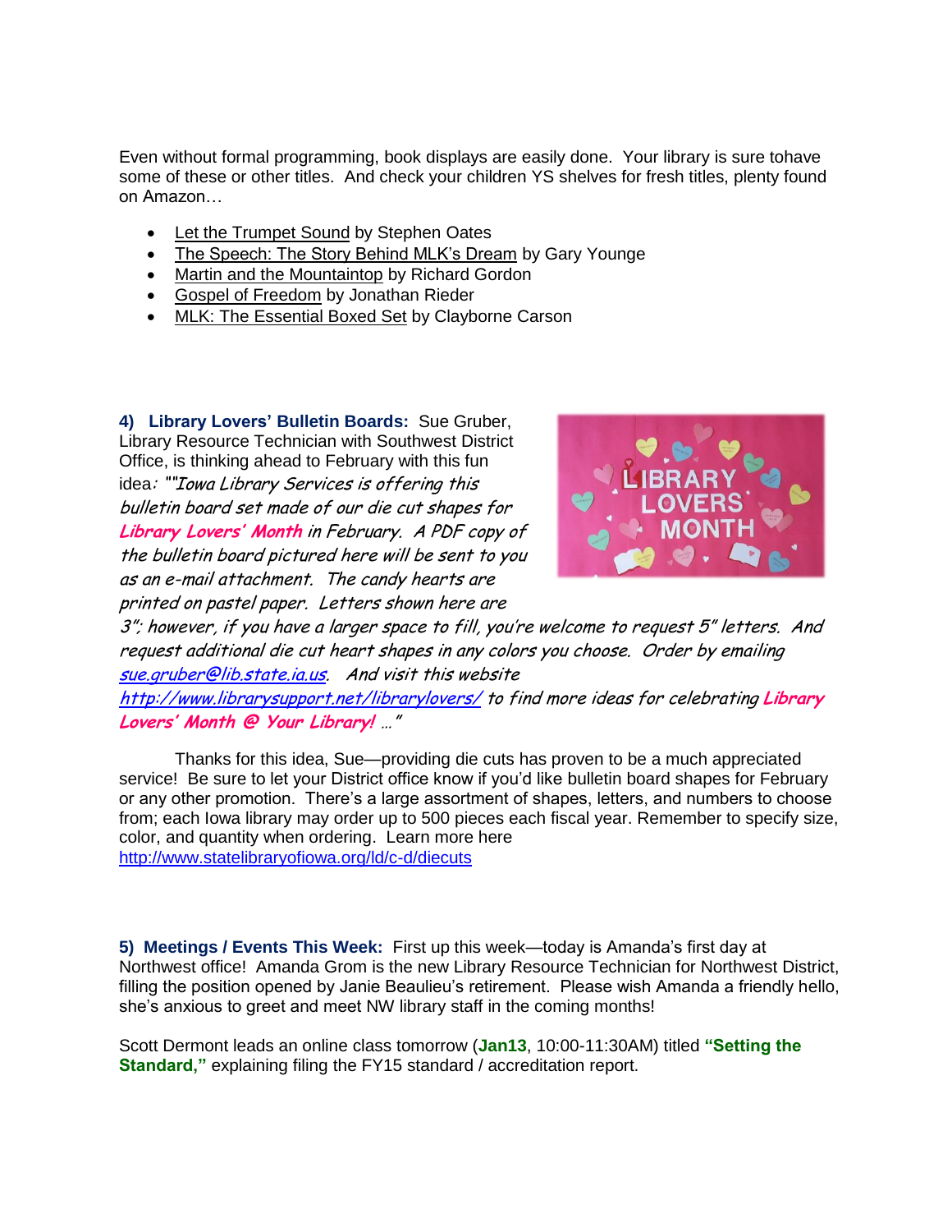Even without formal programming, book displays are easily done. Your library is sure tohave some of these or other titles. And check your children YS shelves for fresh titles, plenty found on Amazon…

- Let the Trumpet Sound by Stephen Oates
- The Speech: The Story Behind MLK's Dream by Gary Younge
- Martin and the Mountaintop by Richard Gordon
- Gospel of Freedom by Jonathan Rieder
- MLK: The Essential Boxed Set by Clayborne Carson

**4) Library Lovers' Bulletin Boards:** Sue Gruber, Library Resource Technician with Southwest District Office, is thinking ahead to February with this fun idea: ""*Iowa Library Services is offering this bulletin board set made of our die cut shapes for **Library Lovers' Month** in February. A PDF copy of the bulletin board pictured here will be sent to you as an e-mail attachment. The candy hearts are printed on pastel paper. Letters shown here are 3"; however, if you have a larger space to fill, you're welcome to request 5" letters. And request additional die cut heart shapes in any colors you choose. Order by emailing [sue.gruber@lib.state.ia.us](mailto:sue.gruber@lib.state.ia.us). And visit this website <http://www.librarysupport.net/librarylovers/> to find more ideas for celebrating **Library Lovers' Month @ Your Library!** …"*

Thanks for this idea, Sue—providing die cuts has proven to be a much appreciated service! Be sure to let your District office know if you'd like bulletin board shapes for February or any other promotion. There's a large assortment of shapes, letters, and numbers to choose from; each Iowa library may order up to 500 pieces each fiscal year. Remember to specify size, color, and quantity when ordering. Learn more here <http://www.statelibraryofiowa.org/ld/c-d/diecuts>

**5) Meetings / Events This Week:** First up this week—today is Amanda's first day at Northwest office! Amanda Grom is the new Library Resource Technician for Northwest District, filling the position opened by Janie Beaulieu's retirement. Please wish Amanda a friendly hello, she's anxious to greet and meet NW library staff in the coming months!

Scott Dermont leads an online class tomorrow (**Jan13**, 10:00-11:30AM) titled **"Setting the Standard,"** explaining filing the FY15 standard / accreditation report.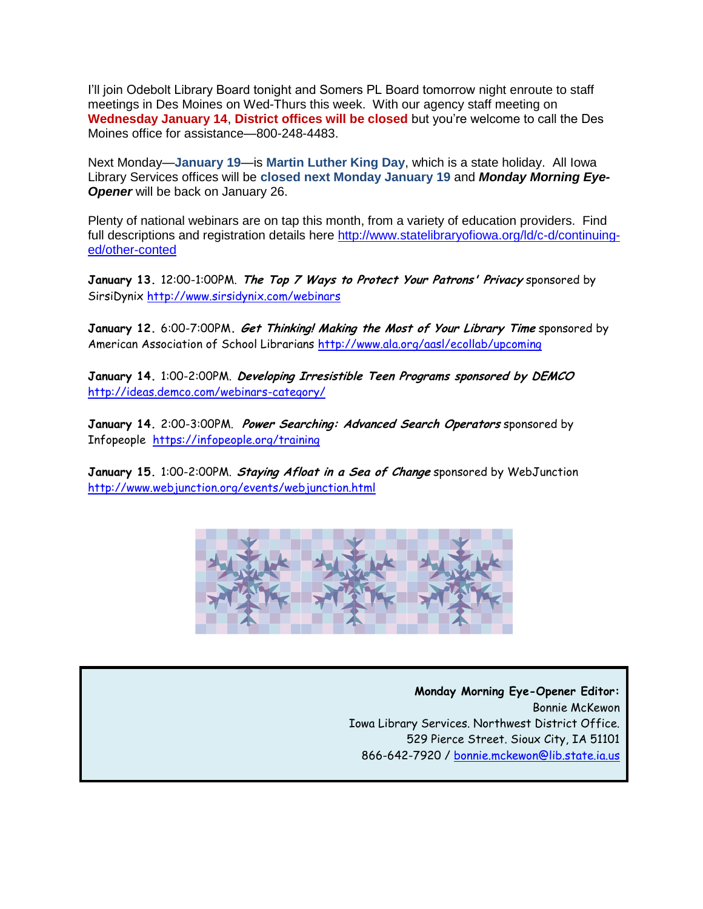I'll join Odebolt Library Board tonight and Somers PL Board tomorrow night enroute to staff meetings in Des Moines on Wed-Thurs this week. With our agency staff meeting on **Wednesday January 14**, **District offices will be closed** but you're welcome to call the Des Moines office for assistance—800-248-4483.

Next Monday—**January 19**—is **Martin Luther King Day**, which is a state holiday. All Iowa Library Services offices will be **closed next Monday January 19** and ***Monday Morning Eye-Opener*** will be back on January 26.

Plenty of national webinars are on tap this month, from a variety of education providers. Find full descriptions and registration details here http://www.statelibraryofiowa.org/ld/c-d/continuing-ed/other-conted

**January 13.** 12:00-1:00PM. ***The Top 7 Ways to Protect Your Patrons' Privacy*** sponsored by SirsiDynix http://www.sirsidynix.com/webinars

**January 12.** 6:00-7:00PM. ***Get Thinking! Making the Most of Your Library Time*** sponsored by American Association of School Librarians http://www.ala.org/aasl/ecollab/upcoming

**January 14.** 1:00-2:00PM. ***Developing Irresistible Teen Programs sponsored by DEMCO*** http://ideas.demco.com/webinars-category/

**January 14.** 2:00-3:00PM. ***Power Searching: Advanced Search Operators*** sponsored by Infopeople https://infopeople.org/training

**January 15.** 1:00-2:00PM. ***Staying Afloat in a Sea of Change*** sponsored by WebJunction http://www.webjunction.org/events/webjunction.html

**Monday Morning Eye-Opener Editor:**
Bonnie McKewon
Iowa Library Services. Northwest District Office.
529 Pierce Street. Sioux City, IA 51101
866-642-7920 / bonnie.mckewon@lib.state.ia.us